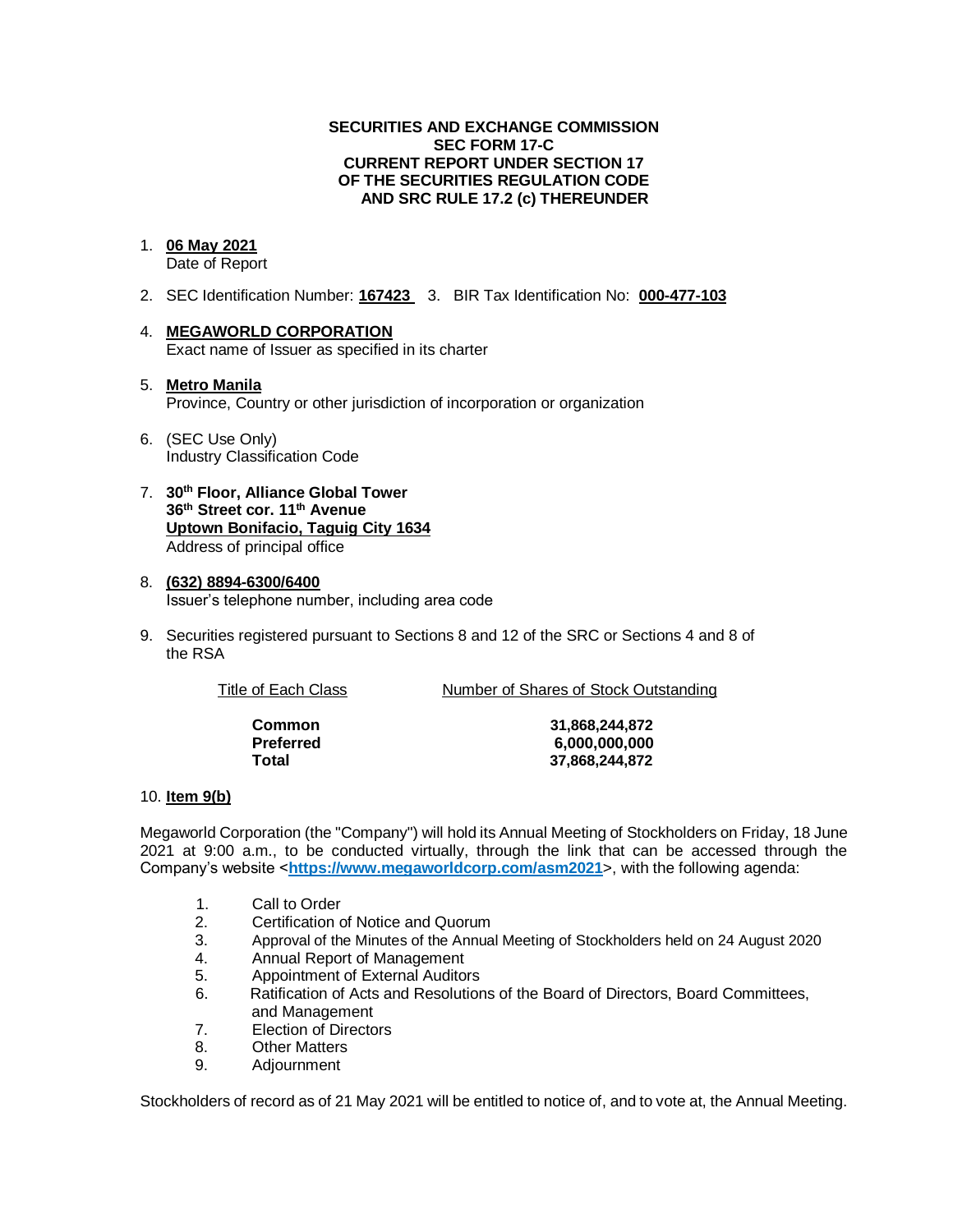**SECURITIES AND EXCHANGE COMMISSION**
**SEC FORM 17-C**
**CURRENT REPORT UNDER SECTION 17**
**OF THE SECURITIES REGULATION CODE**
**AND SRC RULE 17.2 (c) THEREUNDER**

1. **06 May 2021**
   Date of Report

2. SEC Identification Number: **167423** 3. BIR Tax Identification No: **000-477-103**

4. **MEGAWORLD CORPORATION**
   Exact name of Issuer as specified in its charter

5. **Metro Manila**
   Province, Country or other jurisdiction of incorporation or organization

6. (SEC Use Only)
   Industry Classification Code

7. **30th Floor, Alliance Global Tower**
   **36th Street cor. 11th Avenue**
   **Uptown Bonifacio, Taguig City 1634**
   Address of principal office

8. **(632) 8894-6300/6400**
   Issuer's telephone number, including area code

9. Securities registered pursuant to Sections 8 and 12 of the SRC or Sections 4 and 8 of the RSA

| Title of Each Class | Number of Shares of Stock Outstanding |
|---|---|
| **Common** | **31,868,244,872** |
| **Preferred** | **6,000,000,000** |
| **Total** | **37,868,244,872** |

10. **Item 9(b)**

Megaworld Corporation (the "Company") will hold its Annual Meeting of Stockholders on Friday, 18 June 2021 at 9:00 a.m., to be conducted virtually, through the link that can be accessed through the Company's website <https://www.megaworldcorp.com/asm2021>, with the following agenda:

1. Call to Order
2. Certification of Notice and Quorum
3. Approval of the Minutes of the Annual Meeting of Stockholders held on 24 August 2020
4. Annual Report of Management
5. Appointment of External Auditors
6. Ratification of Acts and Resolutions of the Board of Directors, Board Committees, and Management
7. Election of Directors
8. Other Matters
9. Adjournment

Stockholders of record as of 21 May 2021 will be entitled to notice of, and to vote at, the Annual Meeting.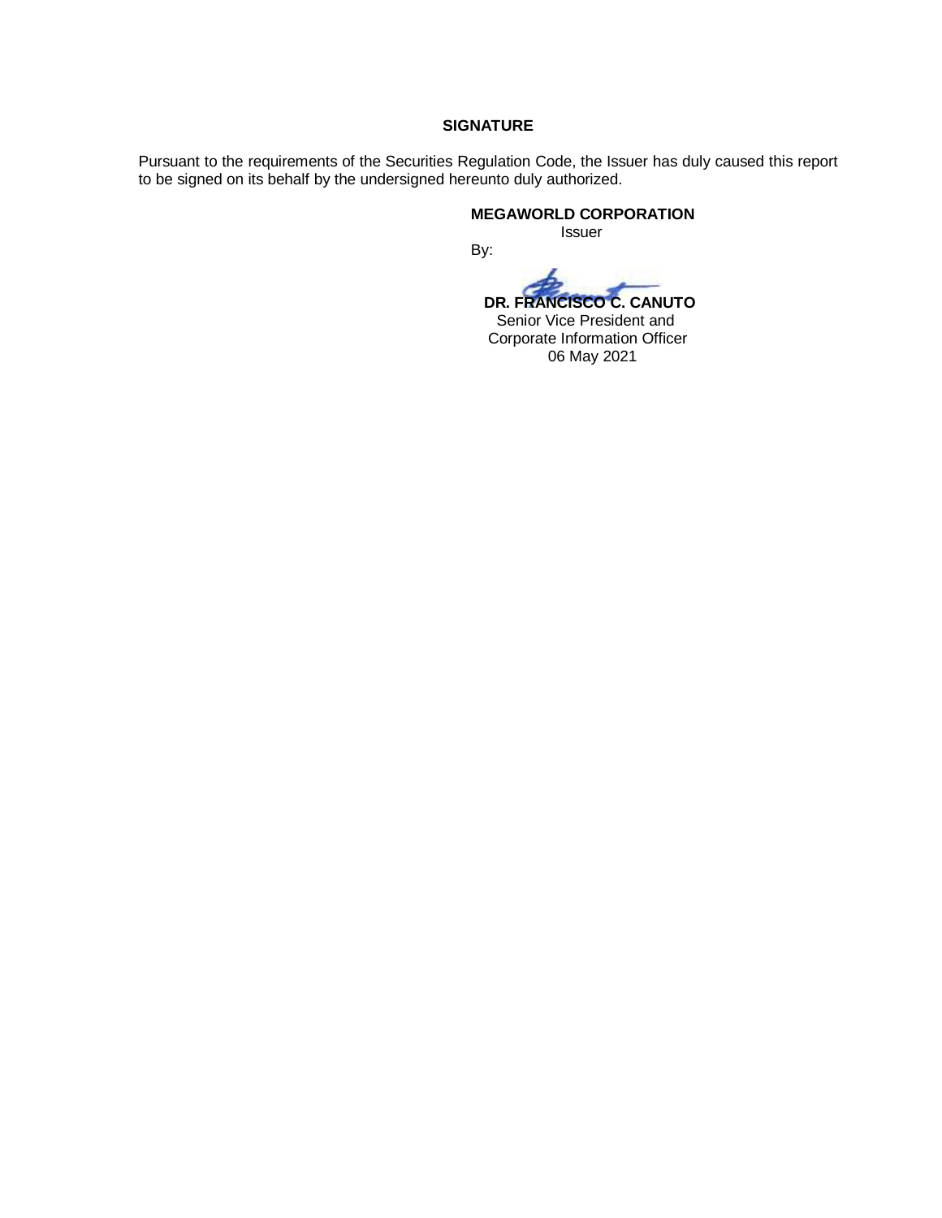**SIGNATURE**

Pursuant to the requirements of the Securities Regulation Code, the Issuer has duly caused this report to be signed on its behalf by the undersigned hereunto duly authorized.

**MEGAWORLD CORPORATION**
Issuer

By:

**DR. FRANCISCO C. CANUTO**
Senior Vice President and
Corporate Information Officer
06 May 2021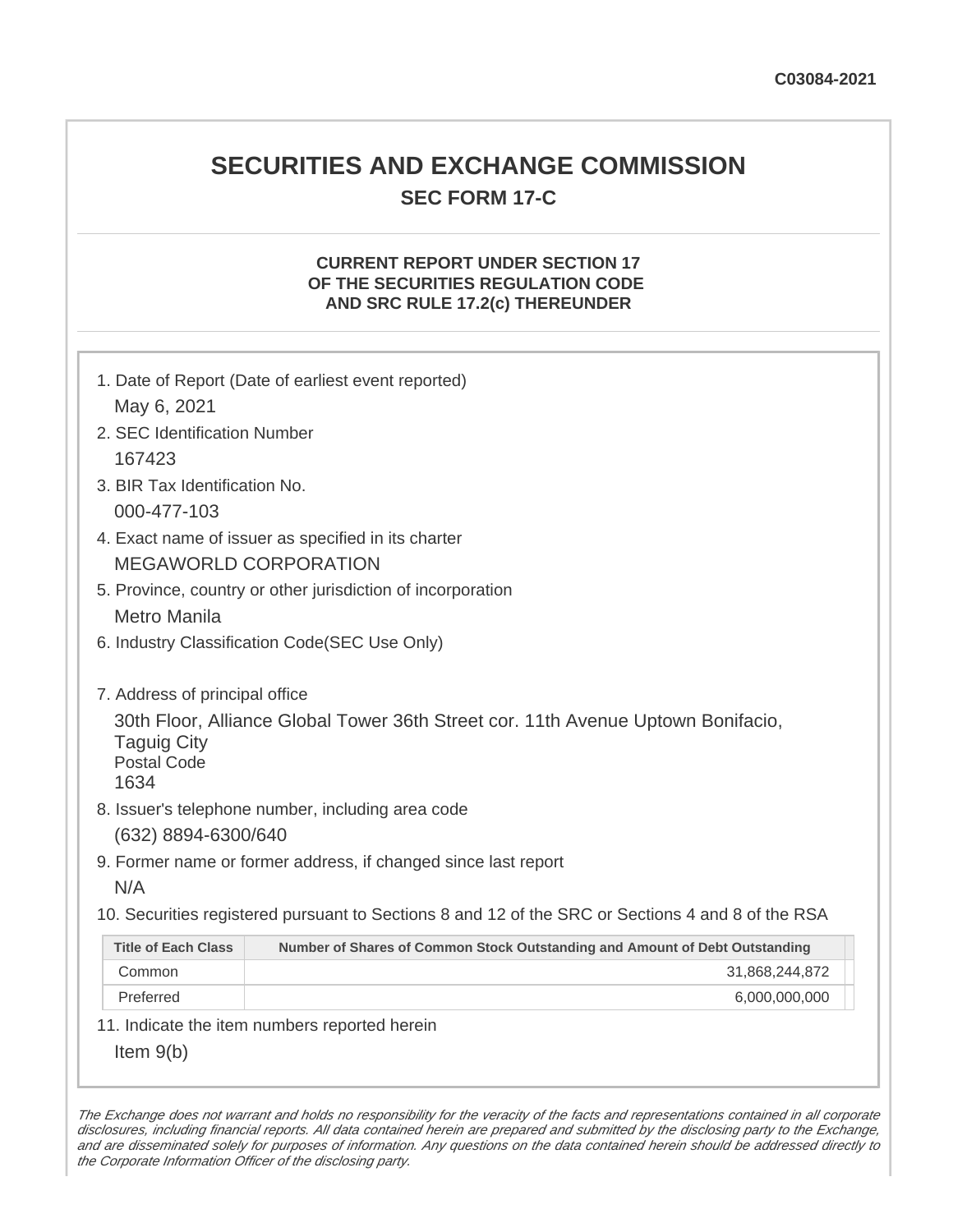C03084-2021

# SECURITIES AND EXCHANGE COMMISSION

## SEC FORM 17-C

### CURRENT REPORT UNDER SECTION 17 OF THE SECURITIES REGULATION CODE AND SRC RULE 17.2(c) THEREUNDER

1. Date of Report (Date of earliest event reported)
   May 6, 2021
2. SEC Identification Number
   167423
3. BIR Tax Identification No.
   000-477-103
4. Exact name of issuer as specified in its charter
   MEGAWORLD CORPORATION
5. Province, country or other jurisdiction of incorporation
   Metro Manila
6. Industry Classification Code(SEC Use Only)

7. Address of principal office
   30th Floor, Alliance Global Tower 36th Street cor. 11th Avenue Uptown Bonifacio, Taguig City
   Postal Code
   1634
8. Issuer's telephone number, including area code
   (632) 8894-6300/640
9. Former name or former address, if changed since last report
   N/A
10. Securities registered pursuant to Sections 8 and 12 of the SRC or Sections 4 and 8 of the RSA

| Title of Each Class | Number of Shares of Common Stock Outstanding and Amount of Debt Outstanding |
|---|---|
| Common | 31,868,244,872 |
| Preferred | 6,000,000,000 |

11. Indicate the item numbers reported herein
    Item 9(b)

*The Exchange does not warrant and holds no responsibility for the veracity of the facts and representations contained in all corporate disclosures, including financial reports. All data contained herein are prepared and submitted by the disclosing party to the Exchange, and are disseminated solely for purposes of information. Any questions on the data contained herein should be addressed directly to the Corporate Information Officer of the disclosing party.*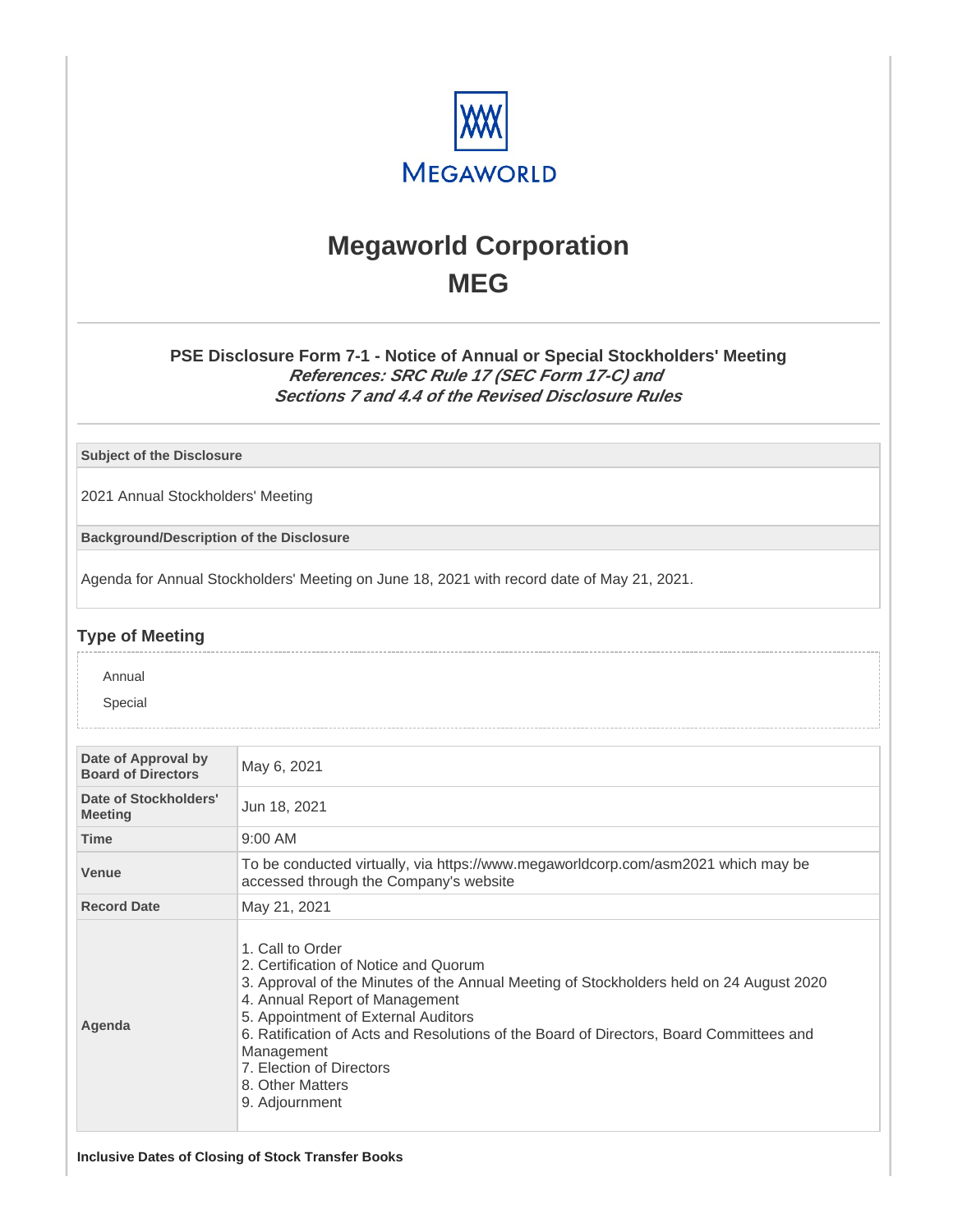# Megaworld Corporation
# MEG

### PSE Disclosure Form 7-1 - Notice of Annual or Special Stockholders' Meeting
***References: SRC Rule 17 (SEC Form 17-C) and Sections 7 and 4.4 of the Revised Disclosure Rules***

| Subject of the Disclosure |
|---|
| 2021 Annual Stockholders' Meeting |

| Background/Description of the Disclosure |
|---|
| Agenda for Annual Stockholders' Meeting on June 18, 2021 with record date of May 21, 2021. |

## Type of Meeting

Annual

Special

| Date of Approval by Board of Directors | May 6, 2021 |
|---|---|
| Date of Stockholders' Meeting | Jun 18, 2021 |
| Time | 9:00 AM |
| Venue | To be conducted virtually, via https://www.megaworldcorp.com/asm2021 which may be accessed through the Company's website |
| Record Date | May 21, 2021 |
| Agenda | 1. Call to Order<br>2. Certification of Notice and Quorum<br>3. Approval of the Minutes of the Annual Meeting of Stockholders held on 24 August 2020<br>4. Annual Report of Management<br>5. Appointment of External Auditors<br>6. Ratification of Acts and Resolutions of the Board of Directors, Board Committees and Management<br>7. Election of Directors<br>8. Other Matters<br>9. Adjournment |

**Inclusive Dates of Closing of Stock Transfer Books**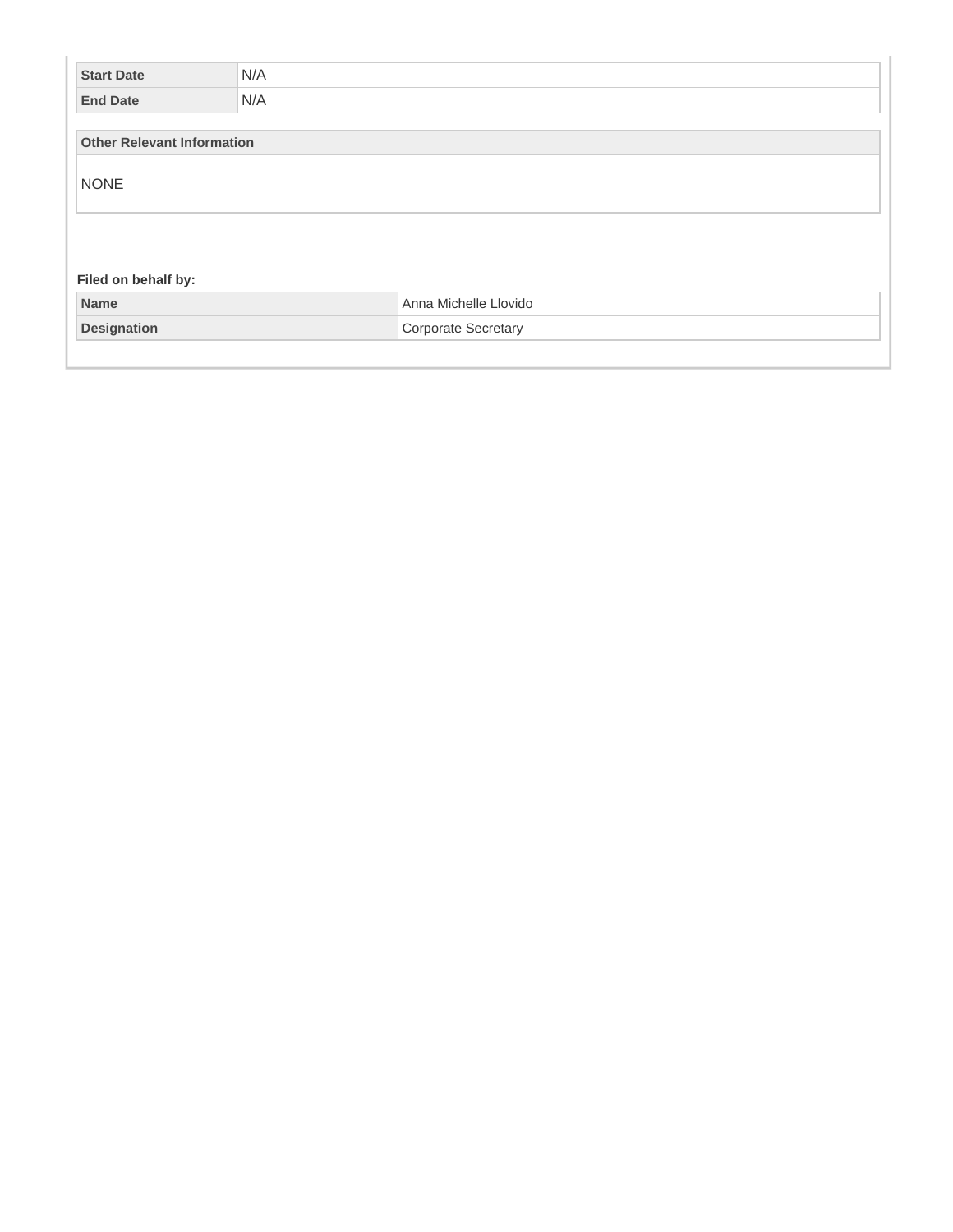| | |
|---|---|
| **Start Date** | N/A |
| **End Date** | N/A |

| **Other Relevant Information** |
|---|
| NONE |

**Filed on behalf by:**

| | |
|---|---|
| **Name** | Anna Michelle Llovido |
| **Designation** | Corporate Secretary |